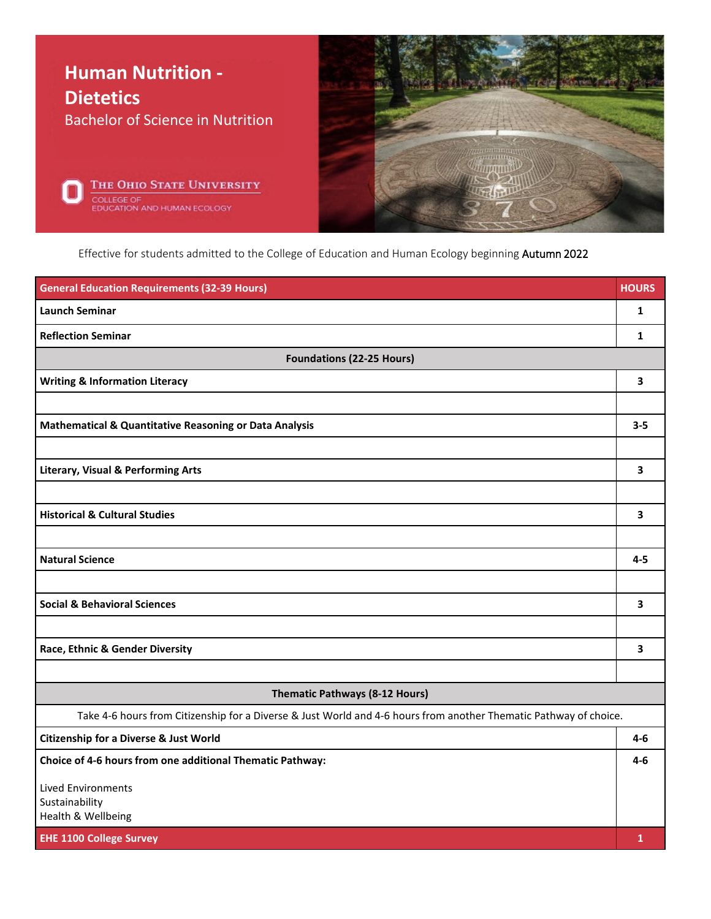# Human Nutrition - Dietetics

## Bachelor of Science in Nutrition

The Ohio State University
College of Education and Human Ecology

Effective for students admitted to the College of Education and Human Ecology beginning Autumn 2022

| General Education Requirements (32-39 Hours) | HOURS |
|---|---|
| **Launch Seminar** | **1** |
| **Reflection Seminar** | **1** |
| **Foundations (22-25 Hours)** | |
| **Writing & Information Literacy** | **3** |
| | |
| **Mathematical & Quantitative Reasoning or Data Analysis** | **3-5** |
| | |
| **Literary, Visual & Performing Arts** | **3** |
| | |
| **Historical & Cultural Studies** | **3** |
| | |
| **Natural Science** | **4-5** |
| | |
| **Social & Behavioral Sciences** | **3** |
| | |
| **Race, Ethnic & Gender Diversity** | **3** |
| | |
| **Thematic Pathways (8-12 Hours)** | |
| Take 4-6 hours from Citizenship for a Diverse & Just World and 4-6 hours from another Thematic Pathway of choice. | |
| **Citizenship for a Diverse & Just World** | **4-6** |
| **Choice of 4-6 hours from one additional Thematic Pathway:** <br> Lived Environments <br> Sustainability <br> Health & Wellbeing | **4-6** |
| **EHE 1100 College Survey** | **1** |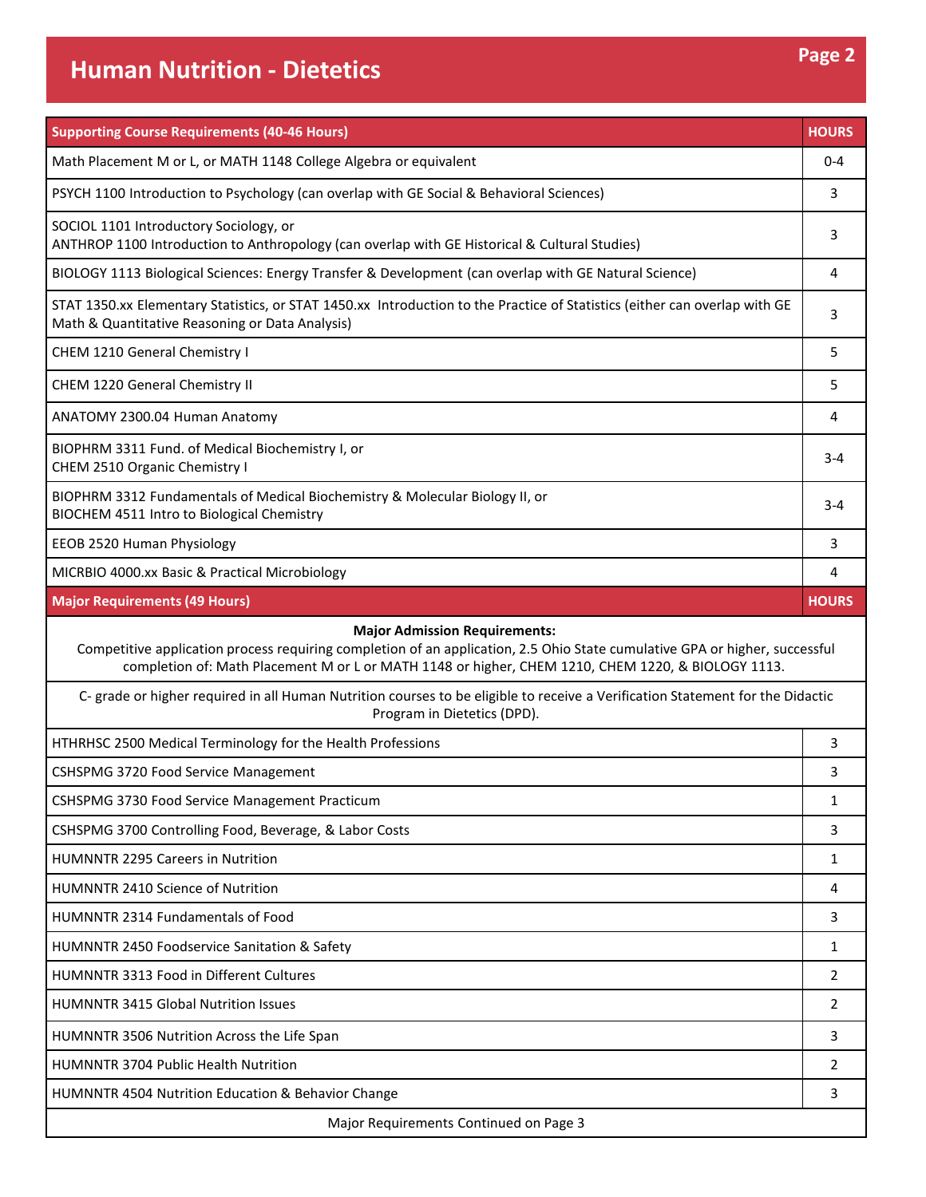# Human Nutrition - Dietetics

| Supporting Course Requirements (40-46 Hours) | HOURS |
| --- | --- |
| Math Placement M or L, or MATH 1148 College Algebra or equivalent | 0-4 |
| PSYCH 1100 Introduction to Psychology (can overlap with GE Social & Behavioral Sciences) | 3 |
| SOCIOL 1101 Introductory Sociology, or<br>ANTHROP 1100 Introduction to Anthropology (can overlap with GE Historical & Cultural Studies) | 3 |
| BIOLOGY 1113 Biological Sciences: Energy Transfer & Development (can overlap with GE Natural Science) | 4 |
| STAT 1350.xx Elementary Statistics, or STAT 1450.xx Introduction to the Practice of Statistics (either can overlap with GE Math & Quantitative Reasoning or Data Analysis) | 3 |
| CHEM 1210 General Chemistry I | 5 |
| CHEM 1220 General Chemistry II | 5 |
| ANATOMY 2300.04 Human Anatomy | 4 |
| BIOPHRM 3311 Fund. of Medical Biochemistry I, or<br>CHEM 2510 Organic Chemistry I | 3-4 |
| BIOPHRM 3312 Fundamentals of Medical Biochemistry & Molecular Biology II, or<br>BIOCHEM 4511 Intro to Biological Chemistry | 3-4 |
| EEOB 2520 Human Physiology | 3 |
| MICRBIO 4000.xx Basic & Practical Microbiology | 4 |

| Major Requirements (49 Hours) | HOURS |
| --- | --- |
| **Major Admission Requirements:**<br>Competitive application process requiring completion of an application, 2.5 Ohio State cumulative GPA or higher, successful completion of: Math Placement M or L or MATH 1148 or higher, CHEM 1210, CHEM 1220, & BIOLOGY 1113. | |
| C- grade or higher required in all Human Nutrition courses to be eligible to receive a Verification Statement for the Didactic Program in Dietetics (DPD). | |
| HTHRHSC 2500 Medical Terminology for the Health Professions | 3 |
| CSHSPMG 3720 Food Service Management | 3 |
| CSHSPMG 3730 Food Service Management Practicum | 1 |
| CSHSPMG 3700 Controlling Food, Beverage, & Labor Costs | 3 |
| HUMNNTR 2295 Careers in Nutrition | 1 |
| HUMNNTR 2410 Science of Nutrition | 4 |
| HUMNNTR 2314 Fundamentals of Food | 3 |
| HUMNNTR 2450 Foodservice Sanitation & Safety | 1 |
| HUMNNTR 3313 Food in Different Cultures | 2 |
| HUMNNTR 3415 Global Nutrition Issues | 2 |
| HUMNNTR 3506 Nutrition Across the Life Span | 3 |
| HUMNNTR 3704 Public Health Nutrition | 2 |
| HUMNNTR 4504 Nutrition Education & Behavior Change | 3 |
| Major Requirements Continued on Page 3 | |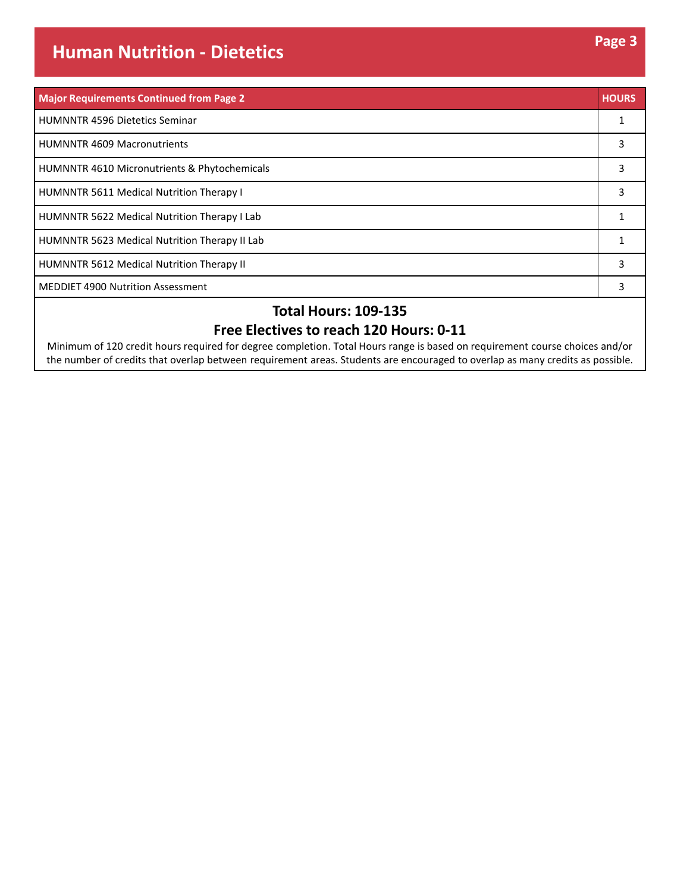# Human Nutrition - Dietetics

| Major Requirements Continued from Page 2 | HOURS |
|---|---|
| HUMNNTR 4596 Dietetics Seminar | 1 |
| HUMNNTR 4609 Macronutrients | 3 |
| HUMNNTR 4610 Micronutrients & Phytochemicals | 3 |
| HUMNNTR 5611 Medical Nutrition Therapy I | 3 |
| HUMNNTR 5622 Medical Nutrition Therapy I Lab | 1 |
| HUMNNTR 5623 Medical Nutrition Therapy II Lab | 1 |
| HUMNNTR 5612 Medical Nutrition Therapy II | 3 |
| MEDDIET 4900 Nutrition Assessment | 3 |

**Total Hours: 109-135**

**Free Electives to reach 120 Hours: 0-11**

Minimum of 120 credit hours required for degree completion. Total Hours range is based on requirement course choices and/or the number of credits that overlap between requirement areas. Students are encouraged to overlap as many credits as possible.